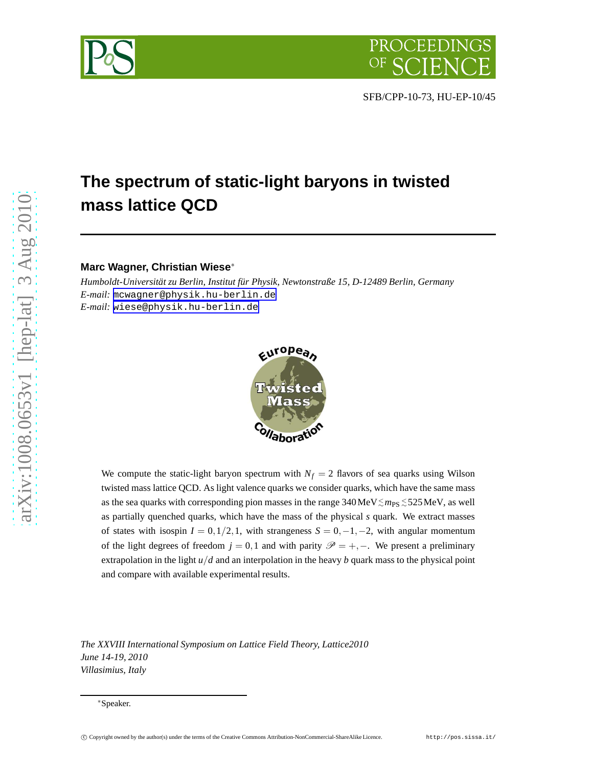SFB/CPP-10-73, HU-EP-10/45

# The spectrum of static-light baryons in twisted mass lattice QCD

**Marc Wagner, Christian Wiese***

*Humboldt-Universität zu Berlin, Institut für Physik, Newtonstraße 15, D-12489 Berlin, Germany*
*E-mail:* mcwagner@physik.hu-berlin.de
*E-mail:* wiese@physik.hu-berlin.de

We compute the static-light baryon spectrum with $N_f = 2$ flavors of sea quarks using Wilson twisted mass lattice QCD. As light valence quarks we consider quarks, which have the same mass as the sea quarks with corresponding pion masses in the range $340\,\text{MeV} \lesssim m_{\text{PS}} \lesssim 525\,\text{MeV}$, as well as partially quenched quarks, which have the mass of the physical $s$ quark. We extract masses of states with isospin $I = 0, 1/2, 1$, with strangeness $S = 0, -1, -2$, with angular momentum of the light degrees of freedom $j = 0, 1$ and with parity $\mathscr{P} = +, -$. We present a preliminary extrapolation in the light $u/d$ and an interpolation in the heavy $b$ quark mass to the physical point and compare with available experimental results.

*The XXVIII International Symposium on Lattice Field Theory, Lattice2010*
*June 14-19, 2010*
*Villasimius, Italy*

*Speaker.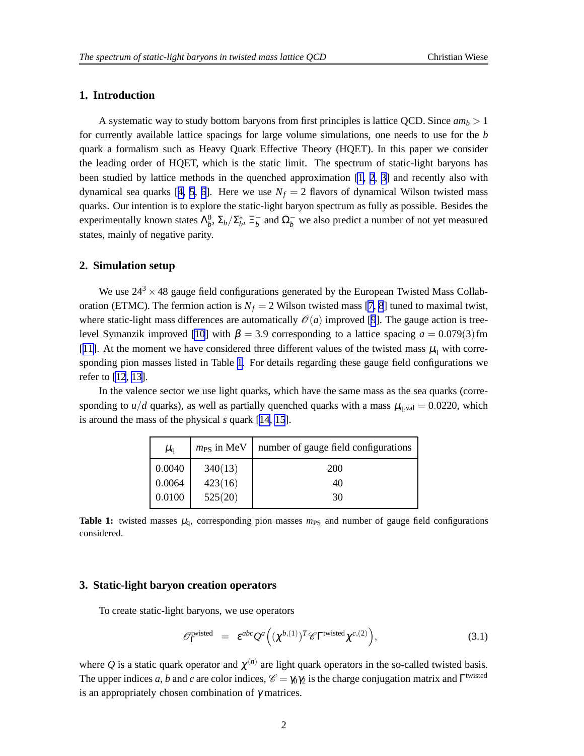## 1. Introduction

A systematic way to study bottom baryons from first principles is lattice QCD. Since $am_b > 1$ for currently available lattice spacings for large volume simulations, one needs to use for the $b$ quark a formalism such as Heavy Quark Effective Theory (HQET). In this paper we consider the leading order of HQET, which is the static limit. The spectrum of static-light baryons has been studied by lattice methods in the quenched approximation [1, 2, 3] and recently also with dynamical sea quarks [4, 5, 6]. Here we use $N_f = 2$ flavors of dynamical Wilson twisted mass quarks. Our intention is to explore the static-light baryon spectrum as fully as possible. Besides the experimentally known states $\Lambda_b^0$, $\Sigma_b/\Sigma_b^*$, $\Xi_b^-$ and $\Omega_b^-$ we also predict a number of not yet measured states, mainly of negative parity.

## 2. Simulation setup

We use $24^3 \times 48$ gauge field configurations generated by the European Twisted Mass Collaboration (ETMC). The fermion action is $N_f = 2$ Wilson twisted mass [7, 8] tuned to maximal twist, where static-light mass differences are automatically $\mathcal{O}(a)$ improved [9]. The gauge action is tree-level Symanzik improved [10] with $\beta = 3.9$ corresponding to a lattice spacing $a = 0.079(3)\,\text{fm}$ [11]. At the moment we have considered three different values of the twisted mass $\mu_\text{q}$ with corresponding pion masses listed in Table 1. For details regarding these gauge field configurations we refer to [12, 13].

In the valence sector we use light quarks, which have the same mass as the sea quarks (corresponding to $u/d$ quarks), as well as partially quenched quarks with a mass $\mu_\text{q,val} = 0.0220$, which is around the mass of the physical $s$ quark [14, 15].

| $\mu_\text{q}$ | $m_\text{PS}$ in MeV | number of gauge field configurations |
|---|---|---|
| 0.0040 | 340(13) | 200 |
| 0.0064 | 423(16) | 40 |
| 0.0100 | 525(20) | 30 |

**Table 1:** twisted masses $\mu_\text{q}$, corresponding pion masses $m_\text{PS}$ and number of gauge field configurations considered.

## 3. Static-light baryon creation operators

To create static-light baryons, we use operators

$$\mathcal{O}_\Gamma^\text{twisted} \;=\; \epsilon^{abc} Q^a \Big( (\chi^{b,(1)})^T \mathcal{C} \Gamma^\text{twisted} \chi^{c,(2)} \Big), \tag{3.1}$$

where $Q$ is a static quark operator and $\chi^{(n)}$ are light quark operators in the so-called twisted basis. The upper indices $a$, $b$ and $c$ are color indices, $\mathcal{C} = \gamma_0\gamma_2$ is the charge conjugation matrix and $\Gamma^\text{twisted}$ is an appropriately chosen combination of $\gamma$ matrices.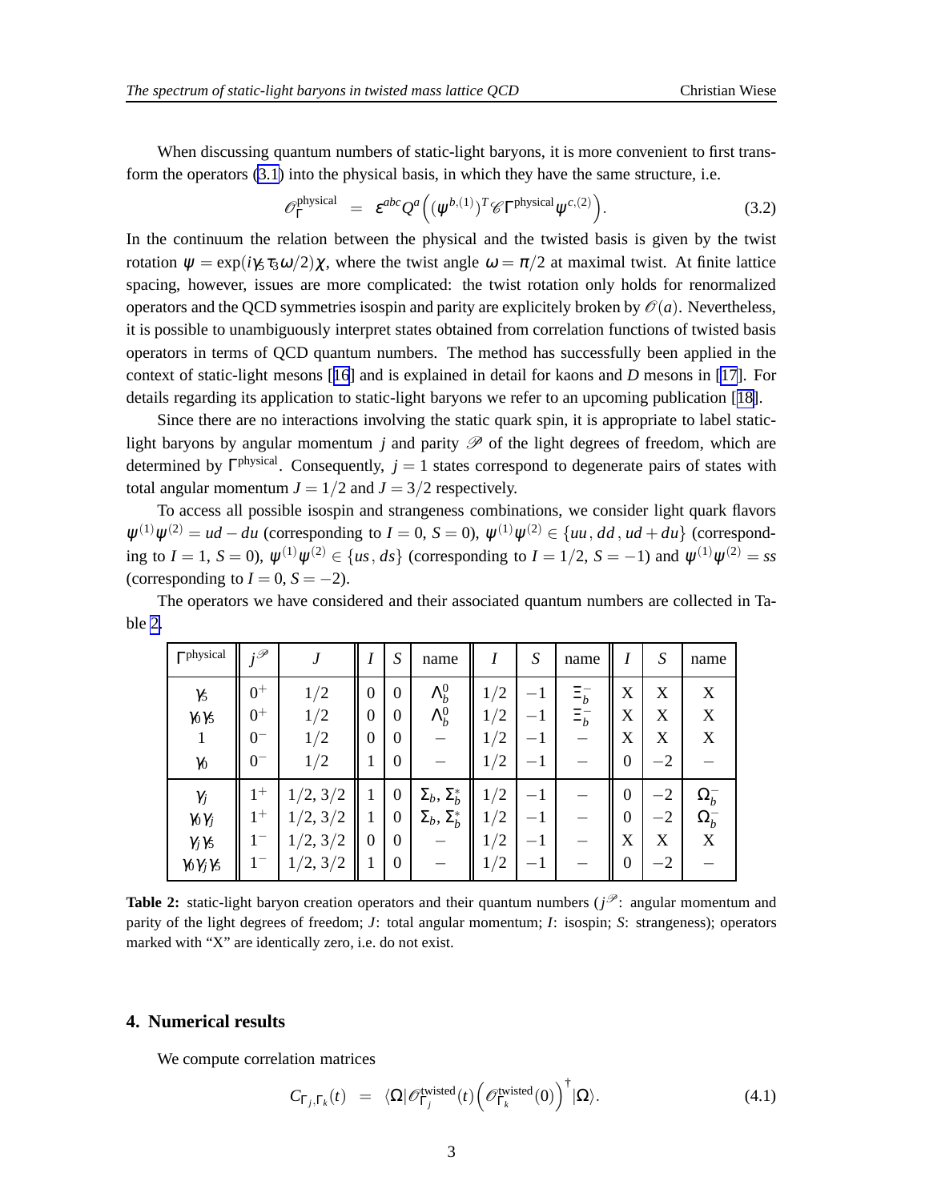When discussing quantum numbers of static-light baryons, it is more convenient to first transform the operators (3.1) into the physical basis, in which they have the same structure, i.e.

$$\mathcal{O}_{\Gamma}^{\text{physical}} \;=\; \varepsilon^{abc} Q^a \Big( (\psi^{b,(1)})^T \mathcal{C} \Gamma^{\text{physical}} \psi^{c,(2)} \Big). \tag{3.2}$$

In the continuum the relation between the physical and the twisted basis is given by the twist rotation $\psi = \exp(i\gamma_5 \tau_3 \omega/2)\chi$, where the twist angle $\omega = \pi/2$ at maximal twist. At finite lattice spacing, however, issues are more complicated: the twist rotation only holds for renormalized operators and the QCD symmetries isospin and parity are explicitely broken by $\mathcal{O}(a)$. Nevertheless, it is possible to unambiguously interpret states obtained from correlation functions of twisted basis operators in terms of QCD quantum numbers. The method has successfully been applied in the context of static-light mesons [16] and is explained in detail for kaons and $D$ mesons in [17]. For details regarding its application to static-light baryons we refer to an upcoming publication [18].

Since there are no interactions involving the static quark spin, it is appropriate to label static-light baryons by angular momentum $j$ and parity $\mathcal{P}$ of the light degrees of freedom, which are determined by $\Gamma^{\text{physical}}$. Consequently, $j = 1$ states correspond to degenerate pairs of states with total angular momentum $J = 1/2$ and $J = 3/2$ respectively.

To access all possible isospin and strangeness combinations, we consider light quark flavors $\psi^{(1)}\psi^{(2)} = ud - du$ (corresponding to $I = 0$, $S = 0$), $\psi^{(1)}\psi^{(2)} \in \{uu\,, dd\,, ud + du\}$ (corresponding to $I = 1$, $S = 0$), $\psi^{(1)}\psi^{(2)} \in \{us\,, ds\}$ (corresponding to $I = 1/2$, $S = -1$) and $\psi^{(1)}\psi^{(2)} = ss$ (corresponding to $I = 0$, $S = -2$).

The operators we have considered and their associated quantum numbers are collected in Table 2.

| $\Gamma^{\text{physical}}$ | $j^{\mathcal{P}}$ | $J$ | $I$ | $S$ | name | $I$ | $S$ | name | $I$ | $S$ | name |
|---|---|---|---|---|---|---|---|---|---|---|---|
| $\gamma_5$ | $0^+$ | $1/2$ | $0$ | $0$ | $\Lambda_b^0$ | $1/2$ | $-1$ | $\Xi_b^-$ | X | X | X |
| $\gamma_0\gamma_5$ | $0^+$ | $1/2$ | $0$ | $0$ | $\Lambda_b^0$ | $1/2$ | $-1$ | $\Xi_b^-$ | X | X | X |
| $1$ | $0^-$ | $1/2$ | $0$ | $0$ | $-$ | $1/2$ | $-1$ | $-$ | X | X | X |
| $\gamma_0$ | $0^-$ | $1/2$ | $1$ | $0$ | $-$ | $1/2$ | $-1$ | $-$ | $0$ | $-2$ | $-$ |
| $\gamma_j$ | $1^+$ | $1/2, 3/2$ | $1$ | $0$ | $\Sigma_b$, $\Sigma_b^*$ | $1/2$ | $-1$ | $-$ | $0$ | $-2$ | $\Omega_b^-$ |
| $\gamma_0\gamma_j$ | $1^+$ | $1/2, 3/2$ | $1$ | $0$ | $\Sigma_b$, $\Sigma_b^*$ | $1/2$ | $-1$ | $-$ | $0$ | $-2$ | $\Omega_b^-$ |
| $\gamma_j\gamma_5$ | $1^-$ | $1/2, 3/2$ | $0$ | $0$ | $-$ | $1/2$ | $-1$ | $-$ | X | X | X |
| $\gamma_0\gamma_j\gamma_5$ | $1^-$ | $1/2, 3/2$ | $1$ | $0$ | $-$ | $1/2$ | $-1$ | $-$ | $0$ | $-2$ | $-$ |

**Table 2:** static-light baryon creation operators and their quantum numbers ($j^{\mathcal{P}}$: angular momentum and parity of the light degrees of freedom; $J$: total angular momentum; $I$: isospin; $S$: strangeness); operators marked with "X" are identically zero, i.e. do not exist.

## 4. Numerical results

We compute correlation matrices

$$C_{\Gamma_j,\Gamma_k}(t) \;=\; \langle \Omega | \mathcal{O}_{\Gamma_j}^{\text{twisted}}(t) \Big( \mathcal{O}_{\Gamma_k}^{\text{twisted}}(0) \Big)^{\dagger} | \Omega \rangle. \tag{4.1}$$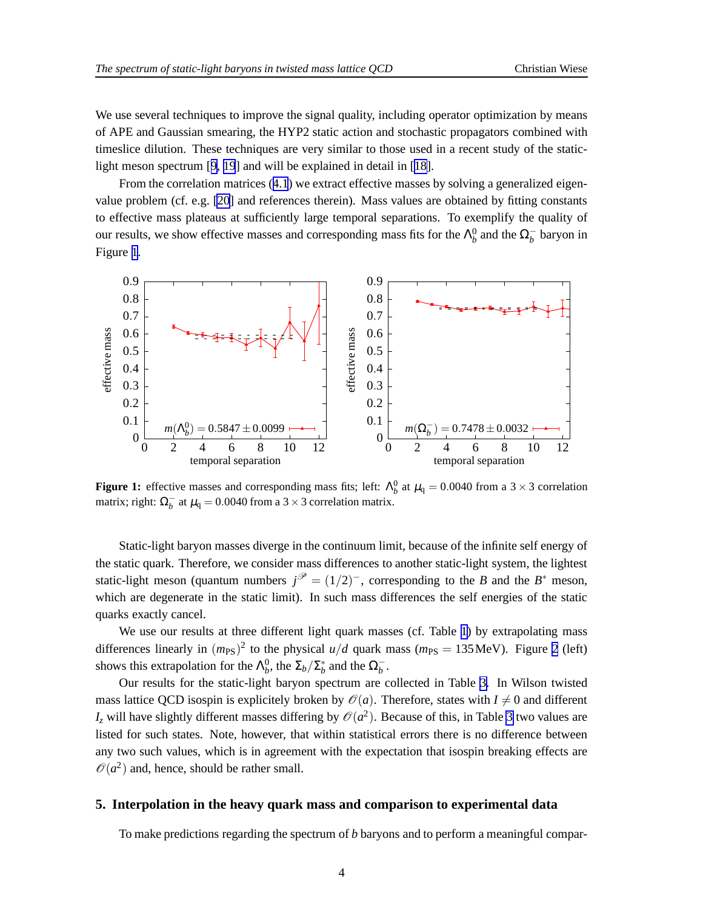We use several techniques to improve the signal quality, including operator optimization by means of APE and Gaussian smearing, the HYP2 static action and stochastic propagators combined with timeslice dilution. These techniques are very similar to those used in a recent study of the static-light meson spectrum [9, 19] and will be explained in detail in [18].

From the correlation matrices (4.1) we extract effective masses by solving a generalized eigenvalue problem (cf. e.g. [20] and references therein). Mass values are obtained by fitting constants to effective mass plateaus at sufficiently large temporal separations. To exemplify the quality of our results, we show effective masses and corresponding mass fits for the $\Lambda_b^0$ and the $\Omega_b^-$ baryon in Figure 1.

**Figure 1:** effective masses and corresponding mass fits; left: $\Lambda_b^0$ at $\mu_q = 0.0040$ from a $3 \times 3$ correlation matrix; right: $\Omega_b^-$ at $\mu_q = 0.0040$ from a $3 \times 3$ correlation matrix.

Static-light baryon masses diverge in the continuum limit, because of the infinite self energy of the static quark. Therefore, we consider mass differences to another static-light system, the lightest static-light meson (quantum numbers $j^{\mathcal{P}} = (1/2)^-$, corresponding to the $B$ and the $B^*$ meson, which are degenerate in the static limit). In such mass differences the self energies of the static quarks exactly cancel.

We use our results at three different light quark masses (cf. Table 1) by extrapolating mass differences linearly in $(m_{\mathrm{PS}})^2$ to the physical $u/d$ quark mass ($m_{\mathrm{PS}} = 135\,\mathrm{MeV}$). Figure 2 (left) shows this extrapolation for the $\Lambda_b^0$, the $\Sigma_b/\Sigma_b^*$ and the $\Omega_b^-$.

Our results for the static-light baryon spectrum are collected in Table 3. In Wilson twisted mass lattice QCD isospin is explicitely broken by $\mathcal{O}(a)$. Therefore, states with $I \neq 0$ and different $I_z$ will have slightly different masses differing by $\mathcal{O}(a^2)$. Because of this, in Table 3 two values are listed for such states. Note, however, that within statistical errors there is no difference between any two such values, which is in agreement with the expectation that isospin breaking effects are $\mathcal{O}(a^2)$ and, hence, should be rather small.

## 5. Interpolation in the heavy quark mass and comparison to experimental data

To make predictions regarding the spectrum of $b$ baryons and to perform a meaningful compar-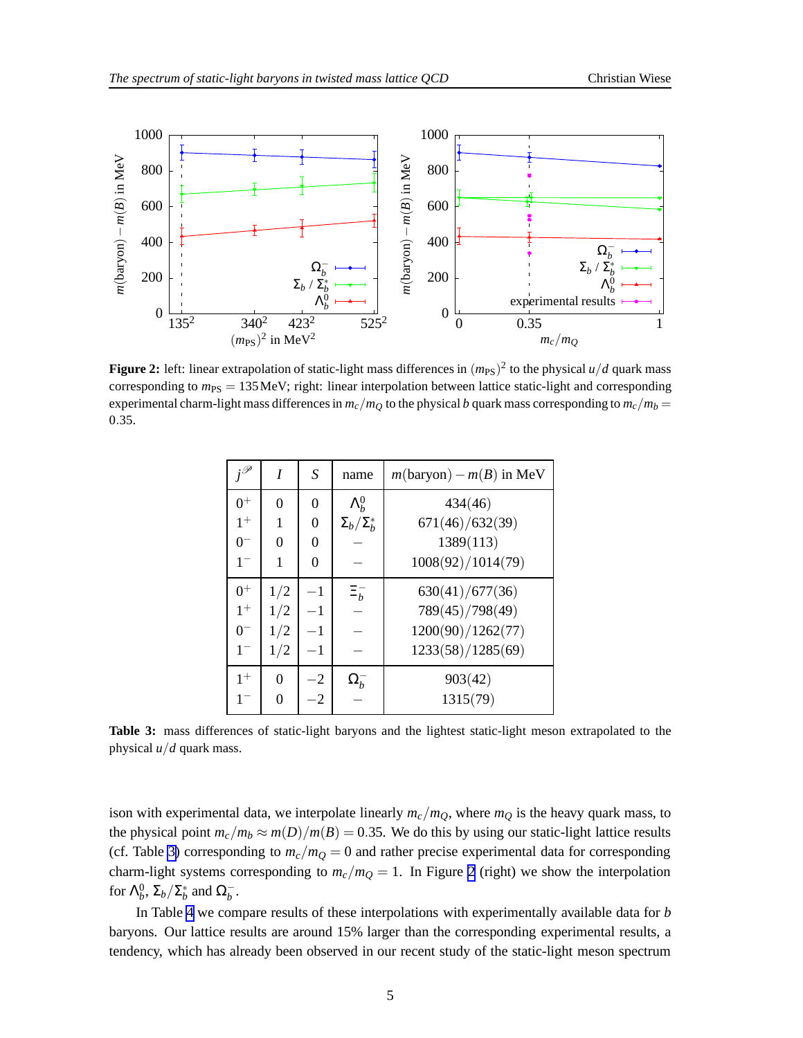**Figure 2:** left: linear extrapolation of static-light mass differences in $(m_{\mathrm{PS}})^2$ to the physical $u/d$ quark mass corresponding to $m_{\mathrm{PS}} = 135\,\mathrm{MeV}$; right: linear interpolation between lattice static-light and corresponding experimental charm-light mass differences in $m_c/m_Q$ to the physical $b$ quark mass corresponding to $m_c/m_b = 0.35$.

| $j^{\mathcal{P}}$ | $I$ | $S$ | name | $m(\text{baryon}) - m(B)$ in MeV |
|---|---|---|---|---|
| $0^+$ | 0 | 0 | $\Lambda_b^0$ | 434(46) |
| $1^+$ | 1 | 0 | $\Sigma_b/\Sigma_b^*$ | 671(46)/632(39) |
| $0^-$ | 0 | 0 | − | 1389(113) |
| $1^-$ | 1 | 0 | − | 1008(92)/1014(79) |
| $0^+$ | 1/2 | −1 | $\Xi_b^-$ | 630(41)/677(36) |
| $1^+$ | 1/2 | −1 | − | 789(45)/798(49) |
| $0^-$ | 1/2 | −1 | − | 1200(90)/1262(77) |
| $1^-$ | 1/2 | −1 | − | 1233(58)/1285(69) |
| $1^+$ | 0 | −2 | $\Omega_b^-$ | 903(42) |
| $1^-$ | 0 | −2 | − | 1315(79) |

**Table 3:** mass differences of static-light baryons and the lightest static-light meson extrapolated to the physical $u/d$ quark mass.

ison with experimental data, we interpolate linearly $m_c/m_Q$, where $m_Q$ is the heavy quark mass, to the physical point $m_c/m_b \approx m(D)/m(B) = 0.35$. We do this by using our static-light lattice results (cf. Table 3) corresponding to $m_c/m_Q = 0$ and rather precise experimental data for corresponding charm-light systems corresponding to $m_c/m_Q = 1$. In Figure 2 (right) we show the interpolation for $\Lambda_b^0$, $\Sigma_b/\Sigma_b^*$ and $\Omega_b^-$.

In Table 4 we compare results of these interpolations with experimentally available data for $b$ baryons. Our lattice results are around 15% larger than the corresponding experimental results, a tendency, which has already been observed in our recent study of the static-light meson spectrum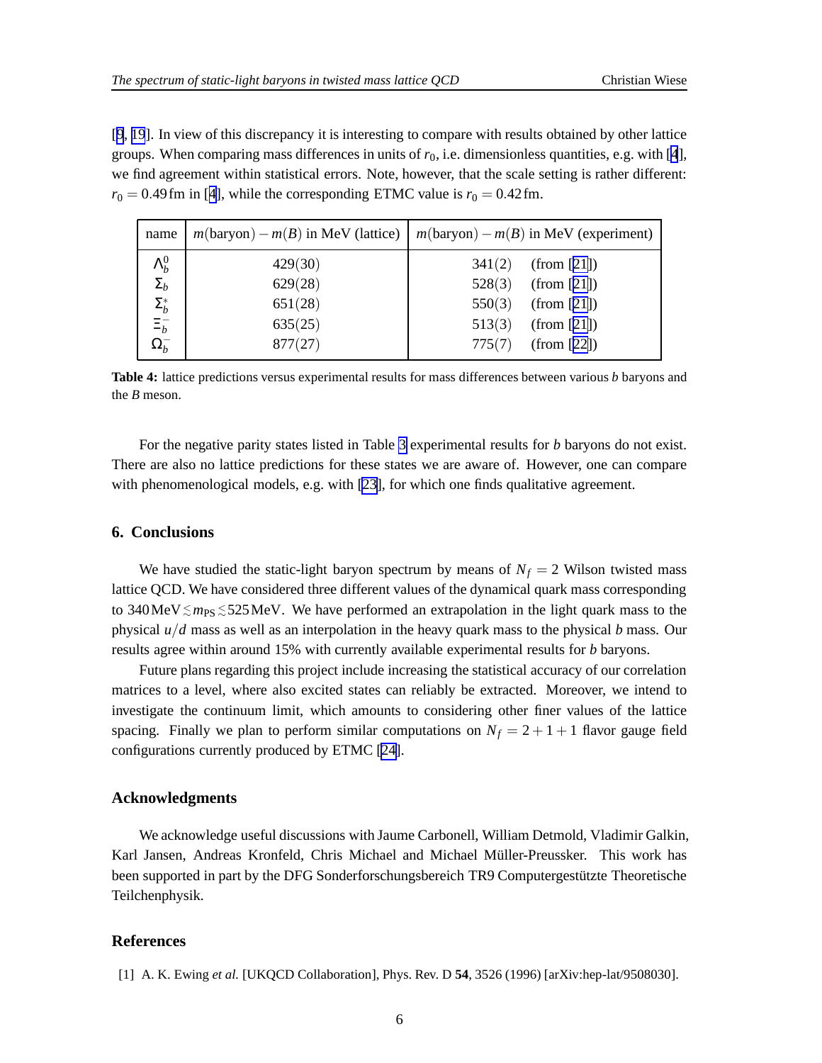[9, 19]. In view of this discrepancy it is interesting to compare with results obtained by other lattice groups. When comparing mass differences in units of $r_0$, i.e. dimensionless quantities, e.g. with [4], we find agreement within statistical errors. Note, however, that the scale setting is rather different: $r_0 = 0.49\,\text{fm}$ in [4], while the corresponding ETMC value is $r_0 = 0.42\,\text{fm}$.

| name | $m(\text{baryon}) - m(B)$ in MeV (lattice) | $m(\text{baryon}) - m(B)$ in MeV (experiment) |
|---|---|---|
| $\Lambda_b^0$ | 429(30) | 341(2) (from [21]) |
| $\Sigma_b$ | 629(28) | 528(3) (from [21]) |
| $\Sigma_b^*$ | 651(28) | 550(3) (from [21]) |
| $\Xi_b^-$ | 635(25) | 513(3) (from [21]) |
| $\Omega_b^-$ | 877(27) | 775(7) (from [22]) |

**Table 4:** lattice predictions versus experimental results for mass differences between various *b* baryons and the *B* meson.

For the negative parity states listed in Table 3 experimental results for *b* baryons do not exist. There are also no lattice predictions for these states we are aware of. However, one can compare with phenomenological models, e.g. with [23], for which one finds qualitative agreement.

## 6. Conclusions

We have studied the static-light baryon spectrum by means of $N_f = 2$ Wilson twisted mass lattice QCD. We have considered three different values of the dynamical quark mass corresponding to $340\,\text{MeV} \lesssim m_\text{PS} \lesssim 525\,\text{MeV}$. We have performed an extrapolation in the light quark mass to the physical $u/d$ mass as well as an interpolation in the heavy quark mass to the physical $b$ mass. Our results agree within around 15% with currently available experimental results for *b* baryons.

Future plans regarding this project include increasing the statistical accuracy of our correlation matrices to a level, where also excited states can reliably be extracted. Moreover, we intend to investigate the continuum limit, which amounts to considering other finer values of the lattice spacing. Finally we plan to perform similar computations on $N_f = 2+1+1$ flavor gauge field configurations currently produced by ETMC [24].

## Acknowledgments

We acknowledge useful discussions with Jaume Carbonell, William Detmold, Vladimir Galkin, Karl Jansen, Andreas Kronfeld, Chris Michael and Michael Müller-Preussker. This work has been supported in part by the DFG Sonderforschungsbereich TR9 Computergestützte Theoretische Teilchenphysik.

## References

[1] A. K. Ewing *et al.* [UKQCD Collaboration], Phys. Rev. D **54**, 3526 (1996) [arXiv:hep-lat/9508030].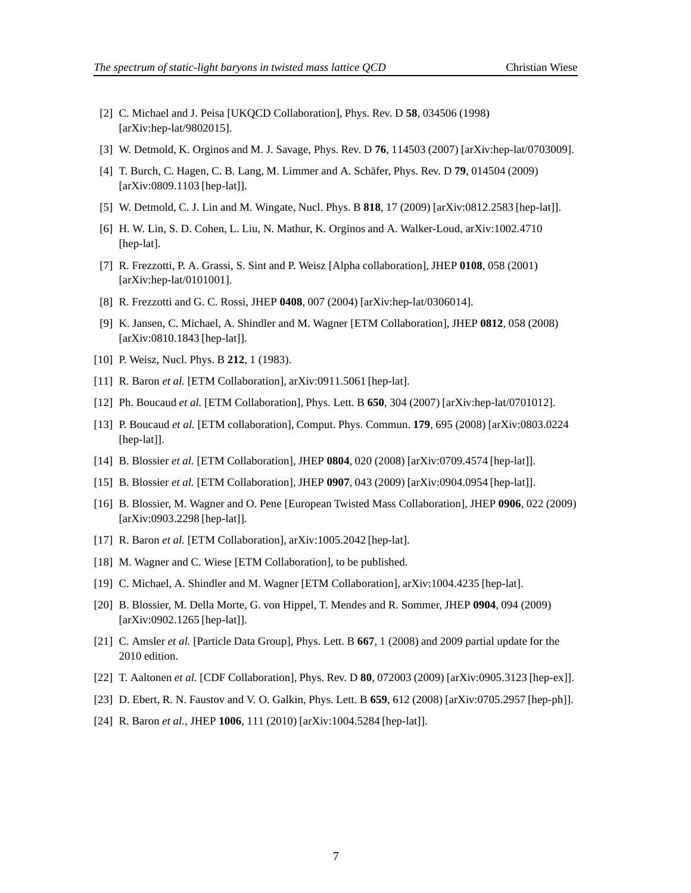[2] C. Michael and J. Peisa [UKQCD Collaboration], Phys. Rev. D **58**, 034506 (1998) [arXiv:hep-lat/9802015].

[3] W. Detmold, K. Orginos and M. J. Savage, Phys. Rev. D **76**, 114503 (2007) [arXiv:hep-lat/0703009].

[4] T. Burch, C. Hagen, C. B. Lang, M. Limmer and A. Schäfer, Phys. Rev. D **79**, 014504 (2009) [arXiv:0809.1103 [hep-lat]].

[5] W. Detmold, C. J. Lin and M. Wingate, Nucl. Phys. B **818**, 17 (2009) [arXiv:0812.2583 [hep-lat]].

[6] H. W. Lin, S. D. Cohen, L. Liu, N. Mathur, K. Orginos and A. Walker-Loud, arXiv:1002.4710 [hep-lat].

[7] R. Frezzotti, P. A. Grassi, S. Sint and P. Weisz [Alpha collaboration], JHEP **0108**, 058 (2001) [arXiv:hep-lat/0101001].

[8] R. Frezzotti and G. C. Rossi, JHEP **0408**, 007 (2004) [arXiv:hep-lat/0306014].

[9] K. Jansen, C. Michael, A. Shindler and M. Wagner [ETM Collaboration], JHEP **0812**, 058 (2008) [arXiv:0810.1843 [hep-lat]].

[10] P. Weisz, Nucl. Phys. B **212**, 1 (1983).

[11] R. Baron *et al.* [ETM Collaboration], arXiv:0911.5061 [hep-lat].

[12] Ph. Boucaud *et al.* [ETM Collaboration], Phys. Lett. B **650**, 304 (2007) [arXiv:hep-lat/0701012].

[13] P. Boucaud *et al.* [ETM collaboration], Comput. Phys. Commun. **179**, 695 (2008) [arXiv:0803.0224 [hep-lat]].

[14] B. Blossier *et al.* [ETM Collaboration], JHEP **0804**, 020 (2008) [arXiv:0709.4574 [hep-lat]].

[15] B. Blossier *et al.* [ETM Collaboration], JHEP **0907**, 043 (2009) [arXiv:0904.0954 [hep-lat]].

[16] B. Blossier, M. Wagner and O. Pene [European Twisted Mass Collaboration], JHEP **0906**, 022 (2009) [arXiv:0903.2298 [hep-lat]].

[17] R. Baron *et al.* [ETM Collaboration], arXiv:1005.2042 [hep-lat].

[18] M. Wagner and C. Wiese [ETM Collaboration], to be published.

[19] C. Michael, A. Shindler and M. Wagner [ETM Collaboration], arXiv:1004.4235 [hep-lat].

[20] B. Blossier, M. Della Morte, G. von Hippel, T. Mendes and R. Sommer, JHEP **0904**, 094 (2009) [arXiv:0902.1265 [hep-lat]].

[21] C. Amsler *et al.* [Particle Data Group], Phys. Lett. B **667**, 1 (2008) and 2009 partial update for the 2010 edition.

[22] T. Aaltonen *et al.* [CDF Collaboration], Phys. Rev. D **80**, 072003 (2009) [arXiv:0905.3123 [hep-ex]].

[23] D. Ebert, R. N. Faustov and V. O. Galkin, Phys. Lett. B **659**, 612 (2008) [arXiv:0705.2957 [hep-ph]].

[24] R. Baron *et al.*, JHEP **1006**, 111 (2010) [arXiv:1004.5284 [hep-lat]].